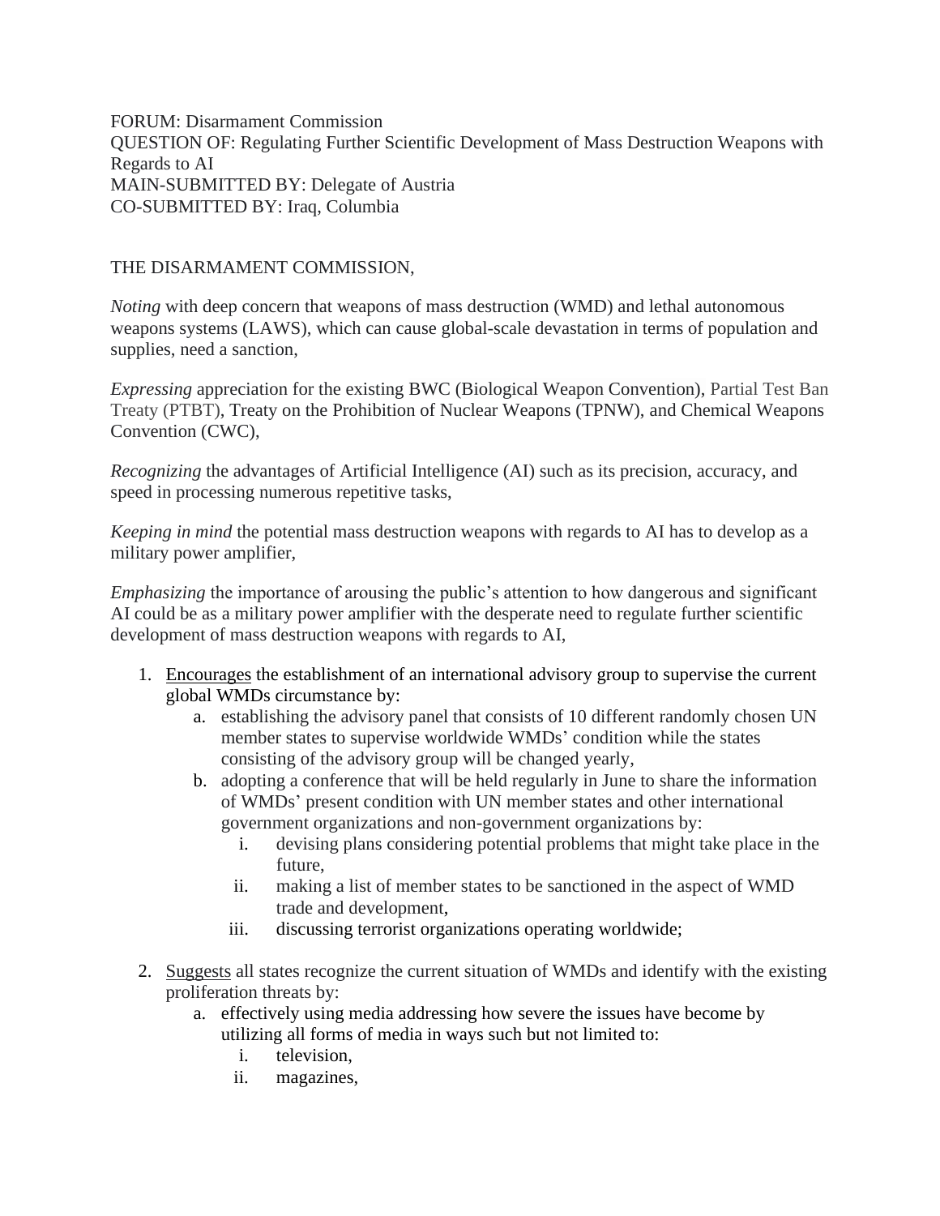FORUM: Disarmament Commission
QUESTION OF: Regulating Further Scientific Development of Mass Destruction Weapons with Regards to AI
MAIN-SUBMITTED BY: Delegate of Austria
CO-SUBMITTED BY: Iraq, Columbia

THE DISARMAMENT COMMISSION,

*Noting* with deep concern that weapons of mass destruction (WMD) and lethal autonomous weapons systems (LAWS), which can cause global-scale devastation in terms of population and supplies, need a sanction,

*Expressing* appreciation for the existing BWC (Biological Weapon Convention), Partial Test Ban Treaty (PTBT), Treaty on the Prohibition of Nuclear Weapons (TPNW), and Chemical Weapons Convention (CWC),

*Recognizing* the advantages of Artificial Intelligence (AI) such as its precision, accuracy, and speed in processing numerous repetitive tasks,

*Keeping in mind* the potential mass destruction weapons with regards to AI has to develop as a military power amplifier,

*Emphasizing* the importance of arousing the public's attention to how dangerous and significant AI could be as a military power amplifier with the desperate need to regulate further scientific development of mass destruction weapons with regards to AI,

1. <u>Encourages</u> the establishment of an international advisory group to supervise the current global WMDs circumstance by:
    a. establishing the advisory panel that consists of 10 different randomly chosen UN member states to supervise worldwide WMDs' condition while the states consisting of the advisory group will be changed yearly,
    b. adopting a conference that will be held regularly in June to share the information of WMDs' present condition with UN member states and other international government organizations and non-government organizations by:
        i. devising plans considering potential problems that might take place in the future,
        ii. making a list of member states to be sanctioned in the aspect of WMD trade and development,
        iii. discussing terrorist organizations operating worldwide;

2. <u>Suggests</u> all states recognize the current situation of WMDs and identify with the existing proliferation threats by:
    a. effectively using media addressing how severe the issues have become by utilizing all forms of media in ways such but not limited to:
        i. television,
        ii. magazines,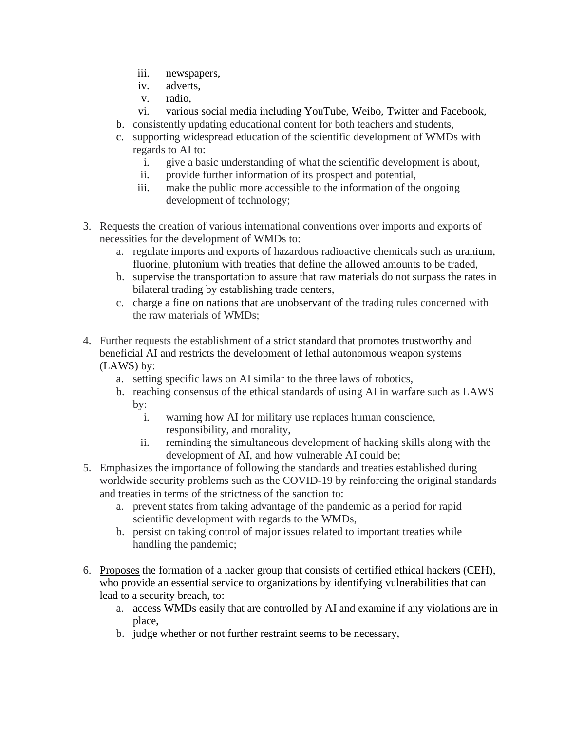iii. newspapers,
   iv. adverts,
   v. radio,
   vi. various social media including YouTube, Weibo, Twitter and Facebook,

b. consistently updating educational content for both teachers and students,

c. supporting widespread education of the scientific development of WMDs with regards to AI to:
   i. give a basic understanding of what the scientific development is about,
   ii. provide further information of its prospect and potential,
   iii. make the public more accessible to the information of the ongoing development of technology;

3. Requests the creation of various international conventions over imports and exports of necessities for the development of WMDs to:
   a. regulate imports and exports of hazardous radioactive chemicals such as uranium, fluorine, plutonium with treaties that define the allowed amounts to be traded,
   b. supervise the transportation to assure that raw materials do not surpass the rates in bilateral trading by establishing trade centers,
   c. charge a fine on nations that are unobservant of the trading rules concerned with the raw materials of WMDs;

4. Further requests the establishment of a strict standard that promotes trustworthy and beneficial AI and restricts the development of lethal autonomous weapon systems (LAWS) by:
   a. setting specific laws on AI similar to the three laws of robotics,
   b. reaching consensus of the ethical standards of using AI in warfare such as LAWS by:
      i. warning how AI for military use replaces human conscience, responsibility, and morality,
      ii. reminding the simultaneous development of hacking skills along with the development of AI, and how vulnerable AI could be;

5. Emphasizes the importance of following the standards and treaties established during worldwide security problems such as the COVID-19 by reinforcing the original standards and treaties in terms of the strictness of the sanction to:
   a. prevent states from taking advantage of the pandemic as a period for rapid scientific development with regards to the WMDs,
   b. persist on taking control of major issues related to important treaties while handling the pandemic;

6. Proposes the formation of a hacker group that consists of certified ethical hackers (CEH), who provide an essential service to organizations by identifying vulnerabilities that can lead to a security breach, to:
   a. access WMDs easily that are controlled by AI and examine if any violations are in place,
   b. judge whether or not further restraint seems to be necessary,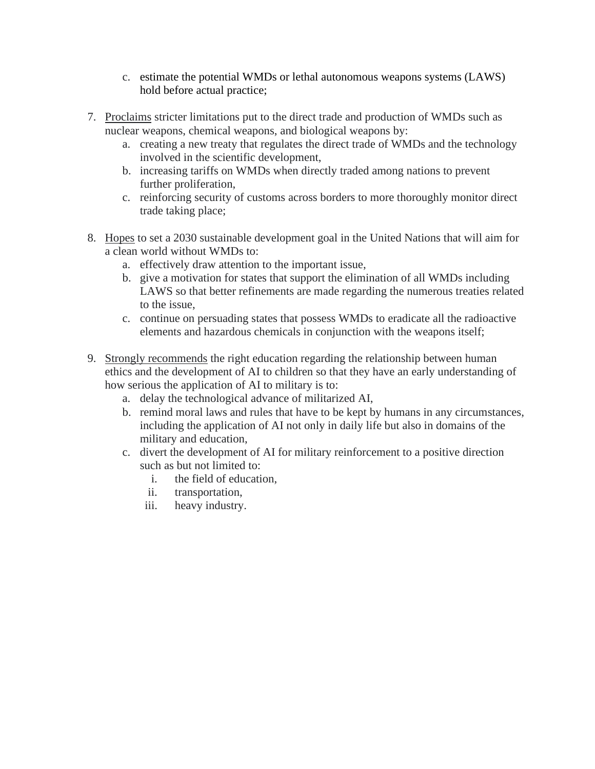c. estimate the potential WMDs or lethal autonomous weapons systems (LAWS) hold before actual practice;

7. <u>Proclaims</u> stricter limitations put to the direct trade and production of WMDs such as nuclear weapons, chemical weapons, and biological weapons by:
    a. creating a new treaty that regulates the direct trade of WMDs and the technology involved in the scientific development,
    b. increasing tariffs on WMDs when directly traded among nations to prevent further proliferation,
    c. reinforcing security of customs across borders to more thoroughly monitor direct trade taking place;

8. <u>Hopes</u> to set a 2030 sustainable development goal in the United Nations that will aim for a clean world without WMDs to:
    a. effectively draw attention to the important issue,
    b. give a motivation for states that support the elimination of all WMDs including LAWS so that better refinements are made regarding the numerous treaties related to the issue,
    c. continue on persuading states that possess WMDs to eradicate all the radioactive elements and hazardous chemicals in conjunction with the weapons itself;

9. <u>Strongly recommends</u> the right education regarding the relationship between human ethics and the development of AI to children so that they have an early understanding of how serious the application of AI to military is to:
    a. delay the technological advance of militarized AI,
    b. remind moral laws and rules that have to be kept by humans in any circumstances, including the application of AI not only in daily life but also in domains of the military and education,
    c. divert the development of AI for military reinforcement to a positive direction such as but not limited to:
        i. the field of education,
        ii. transportation,
        iii. heavy industry.